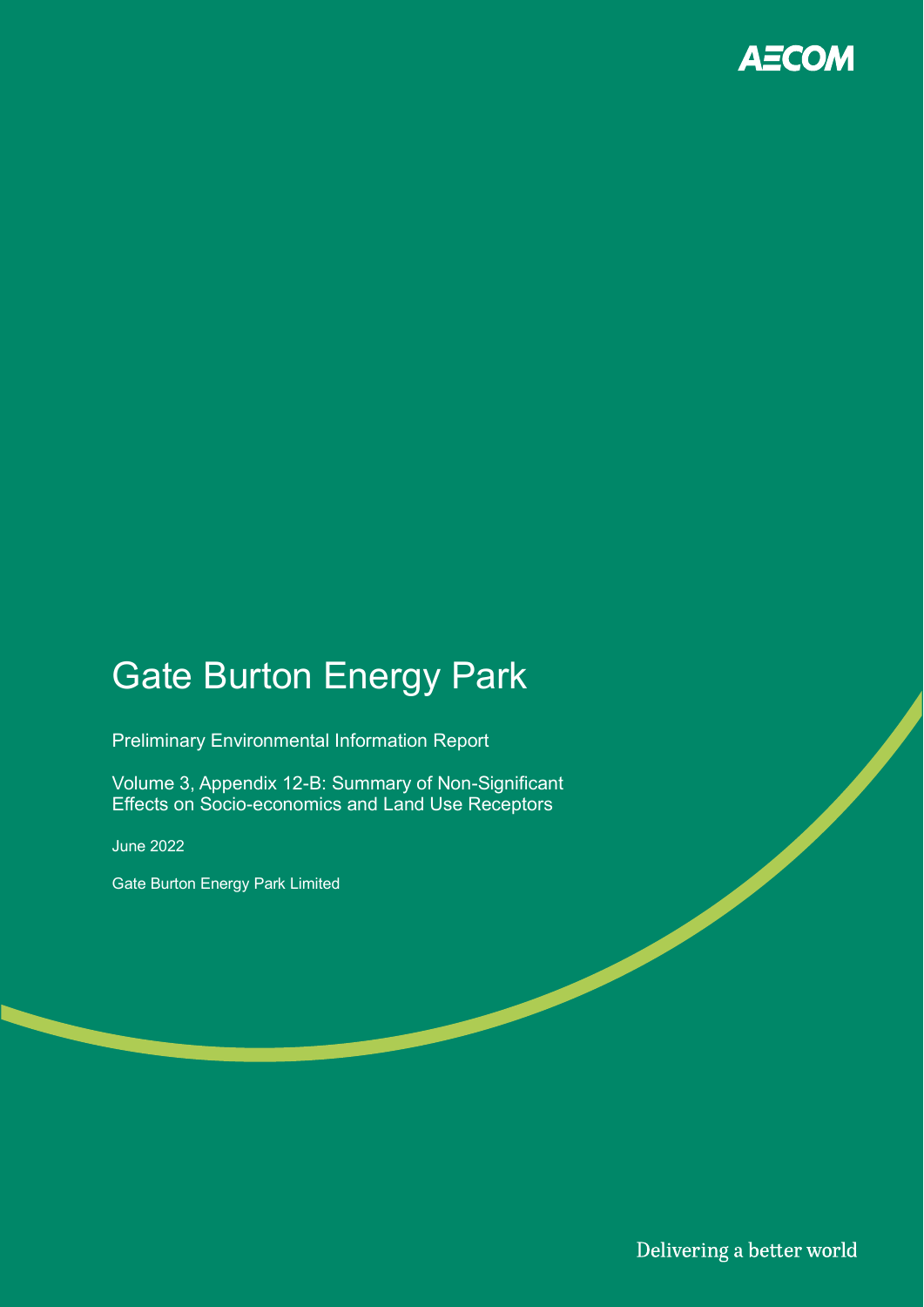AECOM

# Gate Burton Energy Park

Preliminary Environmental Information Report

Volume 3, Appendix 12-B: Summary of Non-Significant Effects on Socio-economics and Land Use Receptors

June 2022

Gate Burton Energy Park Limited

Delivering a better world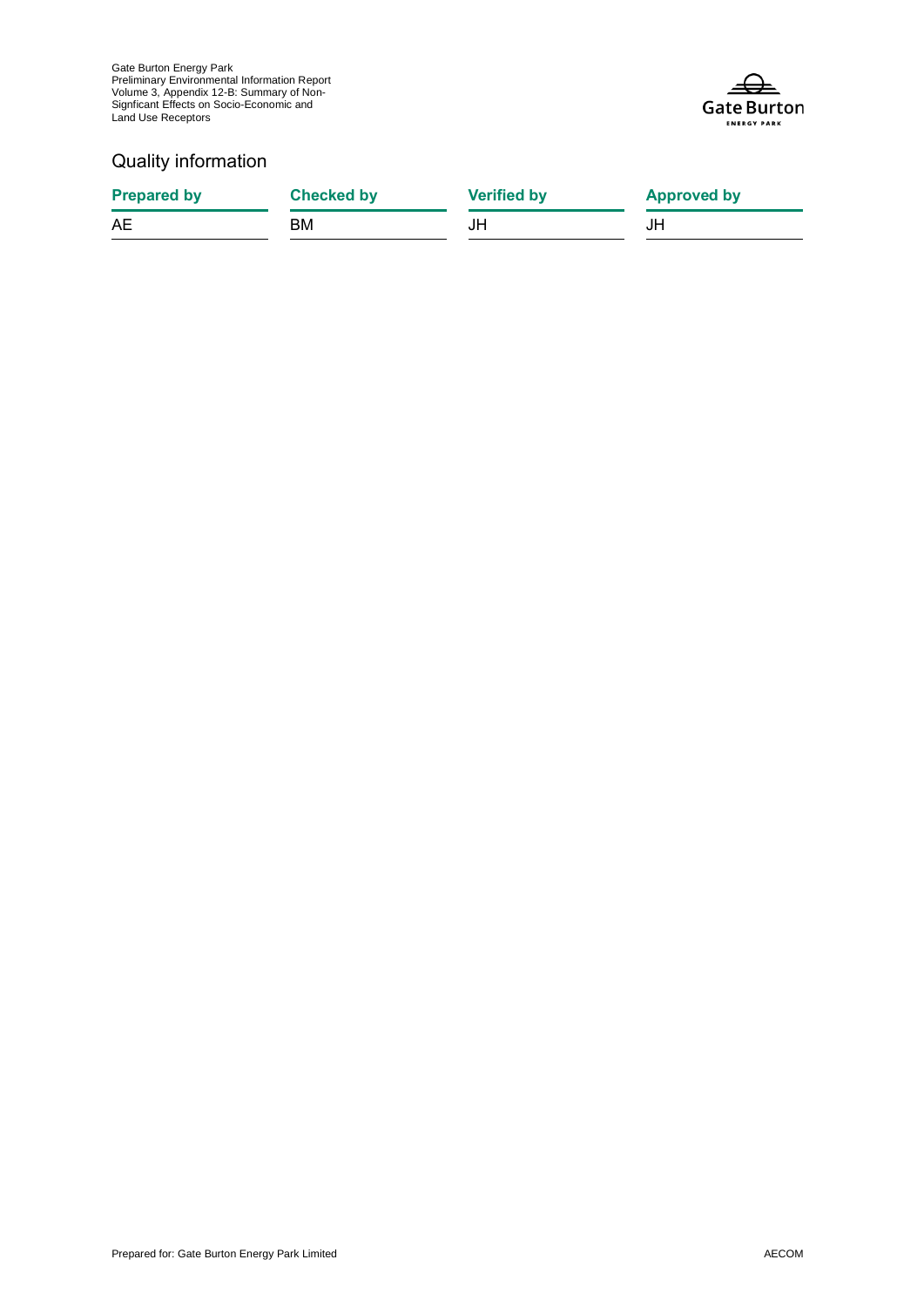## Quality information

| Prepared by | Checked by | Verified by | Approved by |
|---|---|---|---|
| AE | BM | JH | JH |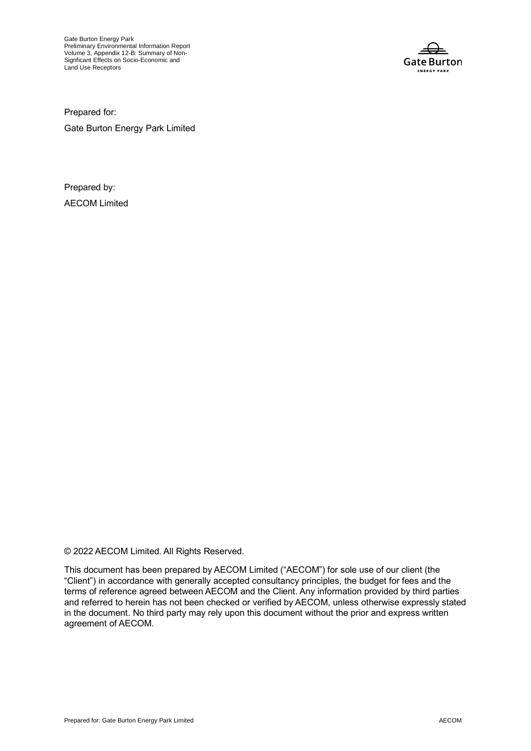Prepared for:

Gate Burton Energy Park Limited

Prepared by:

AECOM Limited

© 2022 AECOM Limited. All Rights Reserved.

This document has been prepared by AECOM Limited ("AECOM") for sole use of our client (the "Client") in accordance with generally accepted consultancy principles, the budget for fees and the terms of reference agreed between AECOM and the Client. Any information provided by third parties and referred to herein has not been checked or verified by AECOM, unless otherwise expressly stated in the document. No third party may rely upon this document without the prior and express written agreement of AECOM.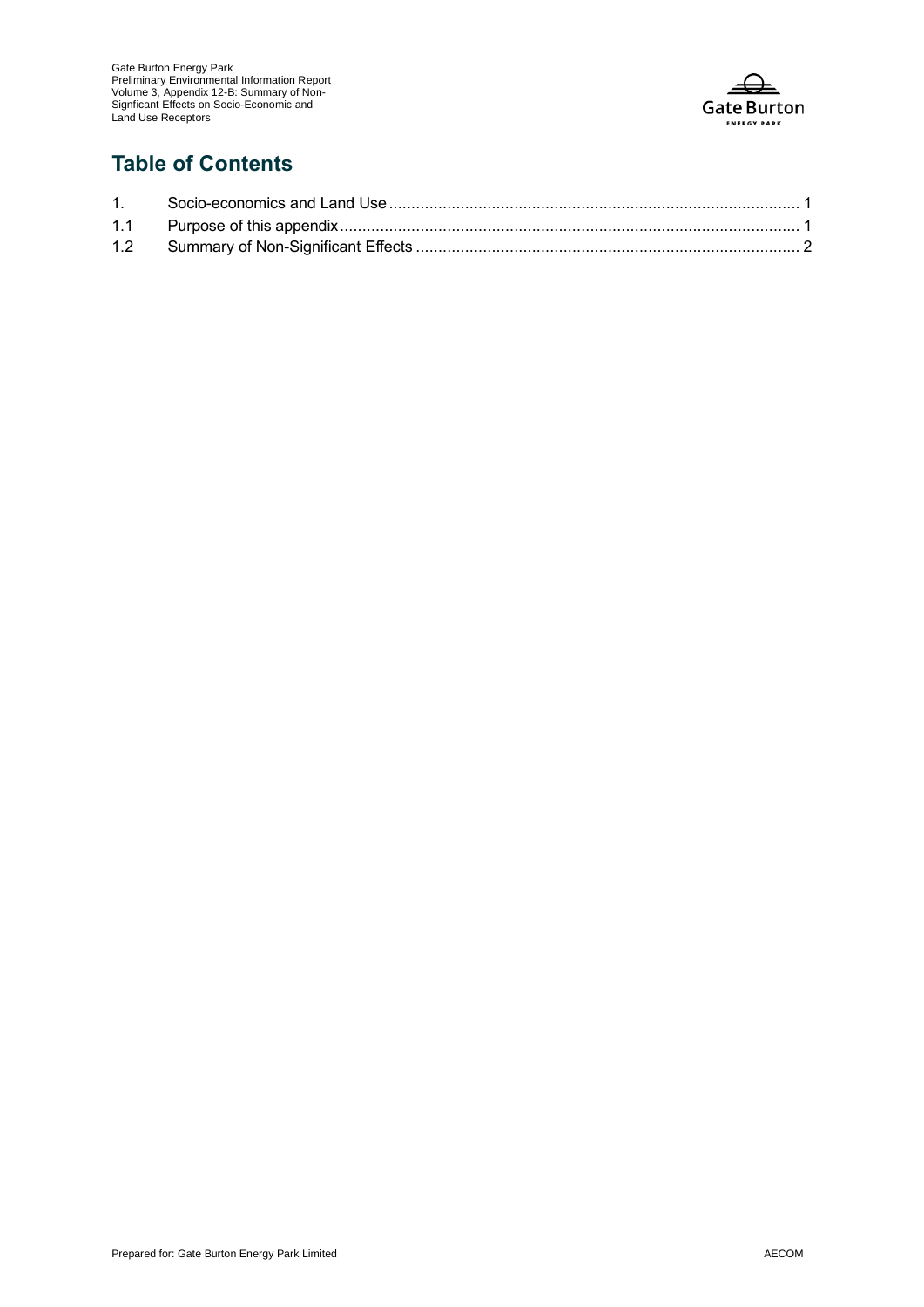# Table of Contents

| | | |
|---|---|---|
| 1. | Socio-economics and Land Use | 1 |
| 1.1 | Purpose of this appendix | 1 |
| 1.2 | Summary of Non-Significant Effects | 2 |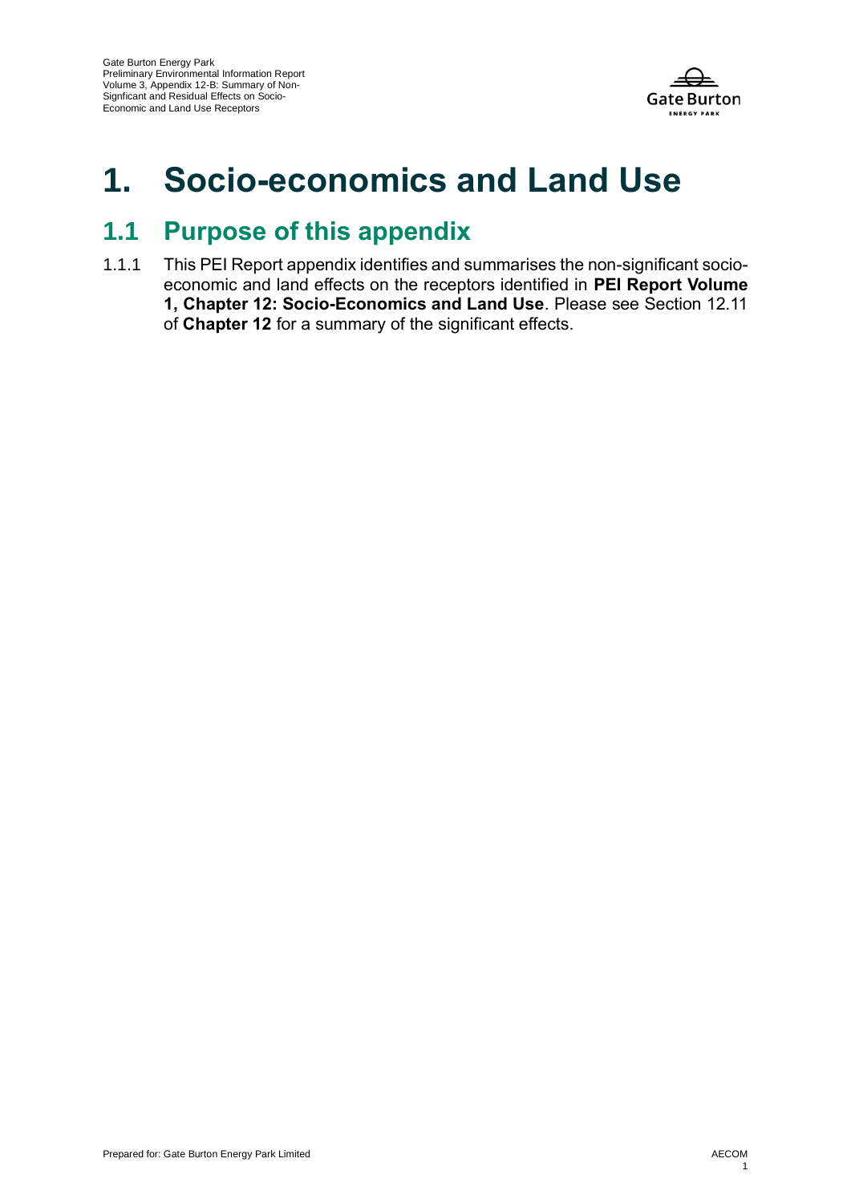# 1. Socio-economics and Land Use

## 1.1 Purpose of this appendix

1.1.1 This PEI Report appendix identifies and summarises the non-significant socio-economic and land effects on the receptors identified in **PEI Report Volume 1, Chapter 12: Socio-Economics and Land Use**. Please see Section 12.11 of **Chapter 12** for a summary of the significant effects.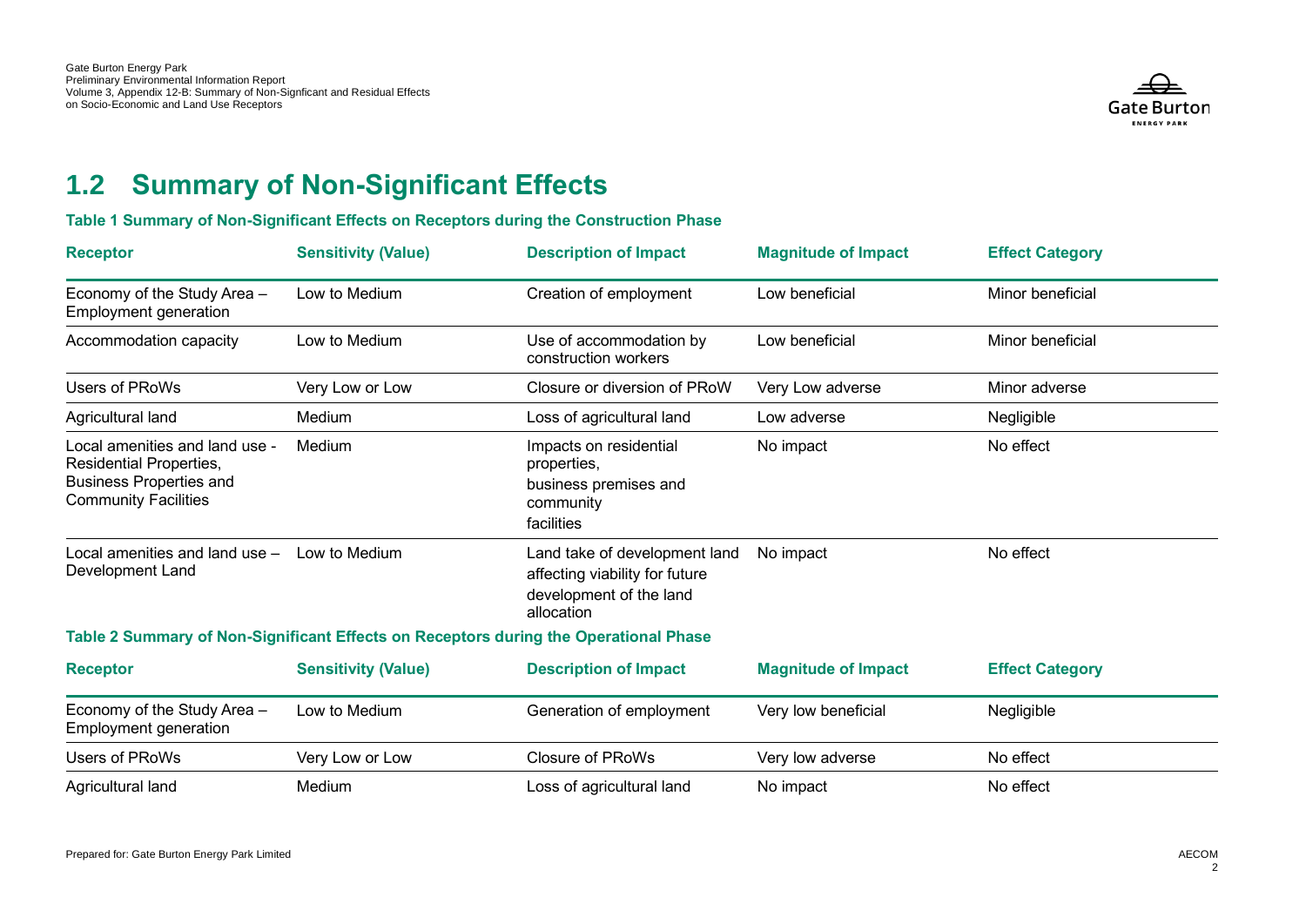## 1.2 Summary of Non-Significant Effects

**Table 1 Summary of Non-Significant Effects on Receptors during the Construction Phase**

| Receptor | Sensitivity (Value) | Description of Impact | Magnitude of Impact | Effect Category |
|---|---|---|---|---|
| Economy of the Study Area – Employment generation | Low to Medium | Creation of employment | Low beneficial | Minor beneficial |
| Accommodation capacity | Low to Medium | Use of accommodation by construction workers | Low beneficial | Minor beneficial |
| Users of PRoWs | Very Low or Low | Closure or diversion of PRoW | Very Low adverse | Minor adverse |
| Agricultural land | Medium | Loss of agricultural land | Low adverse | Negligible |
| Local amenities and land use - Residential Properties, Business Properties and Community Facilities | Medium | Impacts on residential properties, business premises and community facilities | No impact | No effect |
| Local amenities and land use – Development Land | Low to Medium | Land take of development land affecting viability for future development of the land allocation | No impact | No effect |

**Table 2 Summary of Non-Significant Effects on Receptors during the Operational Phase**

| Receptor | Sensitivity (Value) | Description of Impact | Magnitude of Impact | Effect Category |
|---|---|---|---|---|
| Economy of the Study Area – Employment generation | Low to Medium | Generation of employment | Very low beneficial | Negligible |
| Users of PRoWs | Very Low or Low | Closure of PRoWs | Very low adverse | No effect |
| Agricultural land | Medium | Loss of agricultural land | No impact | No effect |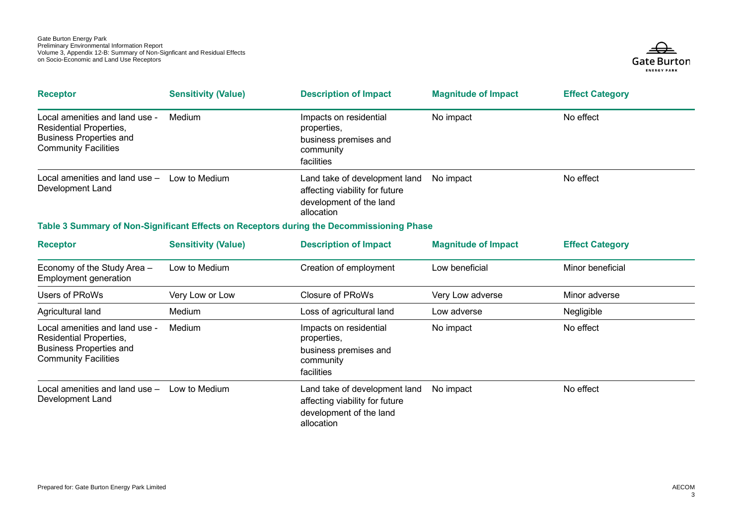| Receptor | Sensitivity (Value) | Description of Impact | Magnitude of Impact | Effect Category |
|---|---|---|---|---|
| Local amenities and land use - Residential Properties, Business Properties and Community Facilities | Medium | Impacts on residential properties, business premises and community facilities | No impact | No effect |
| Local amenities and land use – Development Land | Low to Medium | Land take of development land affecting viability for future development of the land allocation | No impact | No effect |

**Table 3 Summary of Non-Significant Effects on Receptors during the Decommissioning Phase**

| Receptor | Sensitivity (Value) | Description of Impact | Magnitude of Impact | Effect Category |
|---|---|---|---|---|
| Economy of the Study Area – Employment generation | Low to Medium | Creation of employment | Low beneficial | Minor beneficial |
| Users of PRoWs | Very Low or Low | Closure of PRoWs | Very Low adverse | Minor adverse |
| Agricultural land | Medium | Loss of agricultural land | Low adverse | Negligible |
| Local amenities and land use - Residential Properties, Business Properties and Community Facilities | Medium | Impacts on residential properties, business premises and community facilities | No impact | No effect |
| Local amenities and land use – Development Land | Low to Medium | Land take of development land affecting viability for future development of the land allocation | No impact | No effect |